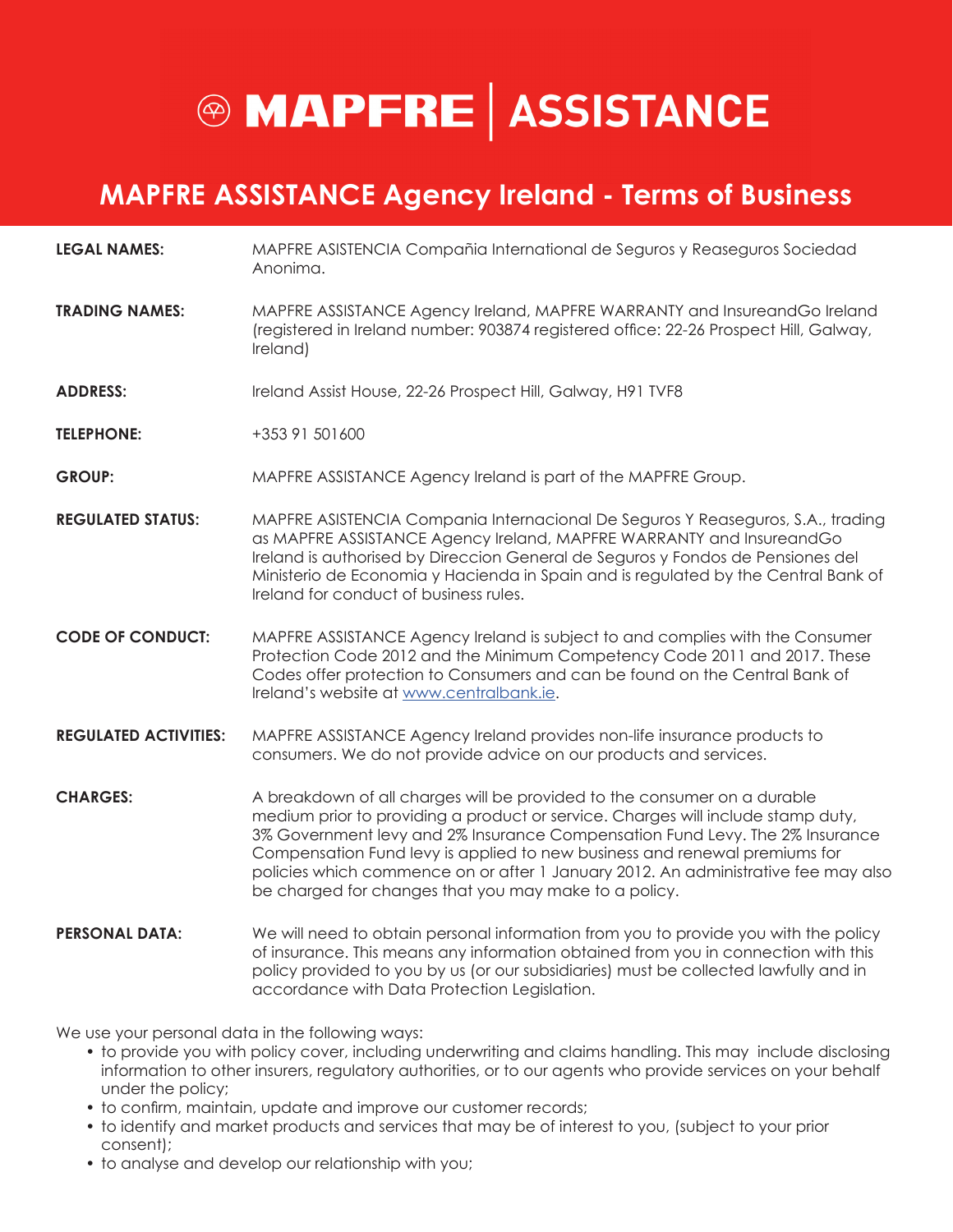# MAPFRE | ASSISTANCE

## MAPFRE ASSISTANCE Agency Ireland - Terms of Business

**LEGAL NAMES:** MAPFRE ASISTENCIA Compañia International de Seguros y Reaseguros Sociedad Anonima.

**TRADING NAMES:** MAPFRE ASSISTANCE Agency Ireland, MAPFRE WARRANTY and InsureandGo Ireland (registered in Ireland number: 903874 registered office: 22-26 Prospect Hill, Galway, Ireland)

**ADDRESS:** Ireland Assist House, 22-26 Prospect Hill, Galway, H91 TVF8

**TELEPHONE:** +353 91 501600

**GROUP:** MAPFRE ASSISTANCE Agency Ireland is part of the MAPFRE Group.

**REGULATED STATUS:** MAPFRE ASISTENCIA Compania Internacional De Seguros Y Reaseguros, S.A., trading as MAPFRE ASSISTANCE Agency Ireland, MAPFRE WARRANTY and InsureandGo Ireland is authorised by Direccion General de Seguros y Fondos de Pensiones del Ministerio de Economia y Hacienda in Spain and is regulated by the Central Bank of Ireland for conduct of business rules.

**CODE OF CONDUCT:** MAPFRE ASSISTANCE Agency Ireland is subject to and complies with the Consumer Protection Code 2012 and the Minimum Competency Code 2011 and 2017. These Codes offer protection to Consumers and can be found on the Central Bank of Ireland's website at www.centralbank.ie.

**REGULATED ACTIVITIES:** MAPFRE ASSISTANCE Agency Ireland provides non-life insurance products to consumers. We do not provide advice on our products and services.

**CHARGES:** A breakdown of all charges will be provided to the consumer on a durable medium prior to providing a product or service. Charges will include stamp duty, 3% Government levy and 2% Insurance Compensation Fund Levy. The 2% Insurance Compensation Fund levy is applied to new business and renewal premiums for policies which commence on or after 1 January 2012. An administrative fee may also be charged for changes that you may make to a policy.

**PERSONAL DATA:** We will need to obtain personal information from you to provide you with the policy of insurance. This means any information obtained from you in connection with this policy provided to you by us (or our subsidiaries) must be collected lawfully and in accordance with Data Protection Legislation.

We use your personal data in the following ways:

- to provide you with policy cover, including underwriting and claims handling. This may include disclosing information to other insurers, regulatory authorities, or to our agents who provide services on your behalf under the policy;
- to confirm, maintain, update and improve our customer records;
- to identify and market products and services that may be of interest to you, (subject to your prior consent);
- to analyse and develop our relationship with you;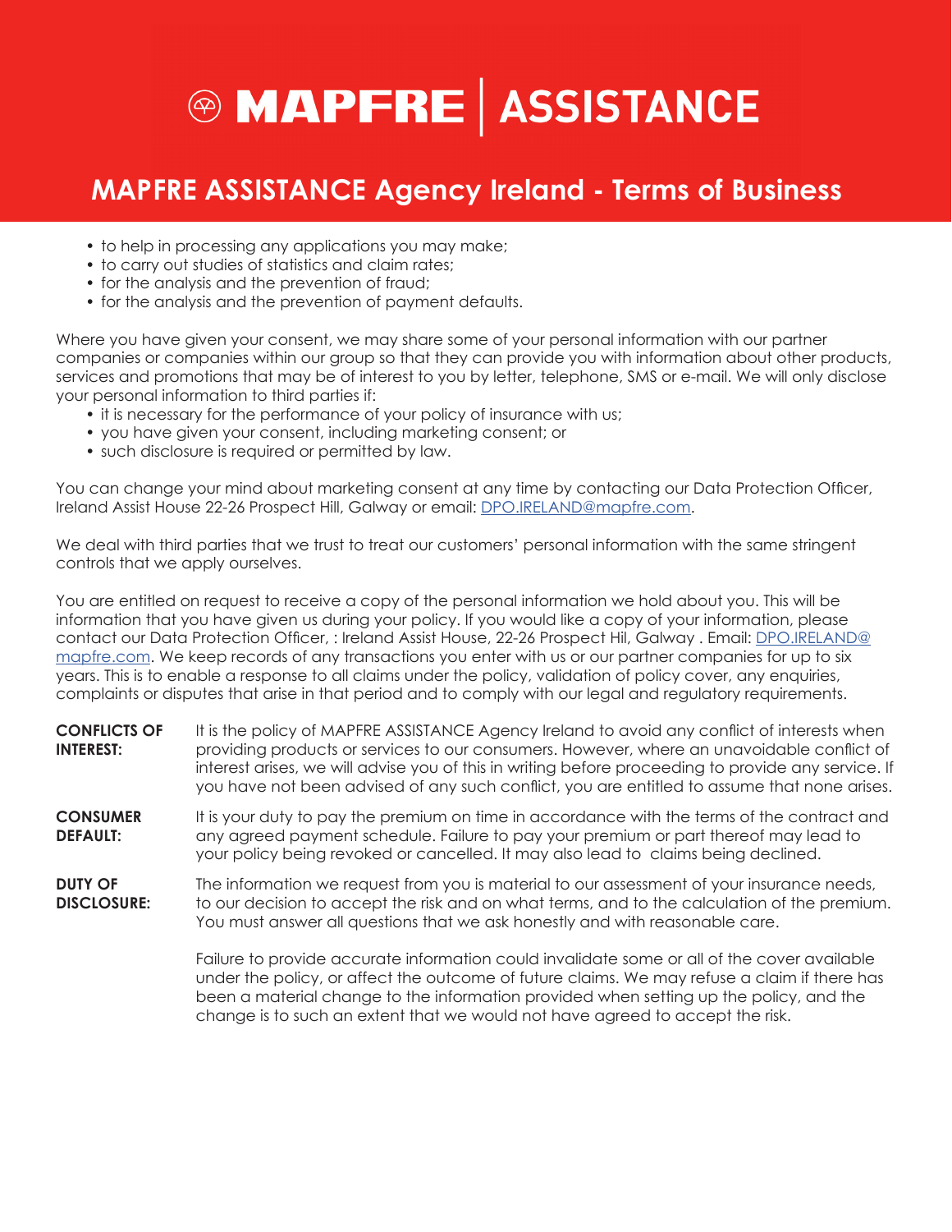- to help in processing any applications you may make;
- to carry out studies of statistics and claim rates;
- for the analysis and the prevention of fraud;
- for the analysis and the prevention of payment defaults.

Where you have given your consent, we may share some of your personal information with our partner companies or companies within our group so that they can provide you with information about other products, services and promotions that may be of interest to you by letter, telephone, SMS or e-mail. We will only disclose your personal information to third parties if:

- it is necessary for the performance of your policy of insurance with us;
- you have given your consent, including marketing consent; or
- such disclosure is required or permitted by law.

You can change your mind about marketing consent at any time by contacting our Data Protection Officer, Ireland Assist House 22-26 Prospect Hill, Galway or email: DPO.IRELAND@mapfre.com.

We deal with third parties that we trust to treat our customers' personal information with the same stringent controls that we apply ourselves.

You are entitled on request to receive a copy of the personal information we hold about you. This will be information that you have given us during your policy. If you would like a copy of your information, please contact our Data Protection Officer, : Ireland Assist House, 22-26 Prospect Hil, Galway . Email: DPO.IRELAND@mapfre.com. We keep records of any transactions you enter with us or our partner companies for up to six years. This is to enable a response to all claims under the policy, validation of policy cover, any enquiries, complaints or disputes that arise in that period and to comply with our legal and regulatory requirements.

**CONFLICTS OF INTEREST:** It is the policy of MAPFRE ASSISTANCE Agency Ireland to avoid any conflict of interests when providing products or services to our consumers. However, where an unavoidable conflict of interest arises, we will advise you of this in writing before proceeding to provide any service. If you have not been advised of any such conflict, you are entitled to assume that none arises.

**CONSUMER DEFAULT:** It is your duty to pay the premium on time in accordance with the terms of the contract and any agreed payment schedule. Failure to pay your premium or part thereof may lead to your policy being revoked or cancelled. It may also lead to claims being declined.

**DUTY OF DISCLOSURE:** The information we request from you is material to our assessment of your insurance needs, to our decision to accept the risk and on what terms, and to the calculation of the premium. You must answer all questions that we ask honestly and with reasonable care.

Failure to provide accurate information could invalidate some or all of the cover available under the policy, or affect the outcome of future claims. We may refuse a claim if there has been a material change to the information provided when setting up the policy, and the change is to such an extent that we would not have agreed to accept the risk.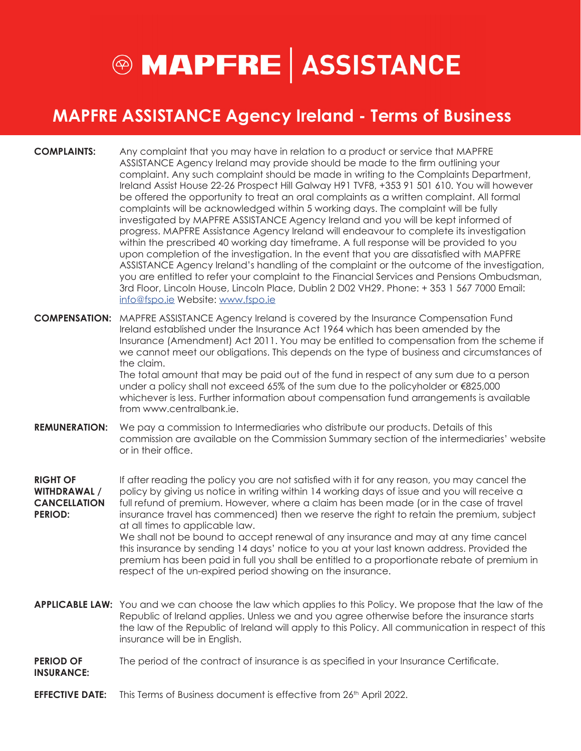# MAPFRE | ASSISTANCE

## MAPFRE ASSISTANCE Agency Ireland - Terms of Business

**COMPLAINTS:** Any complaint that you may have in relation to a product or service that MAPFRE ASSISTANCE Agency Ireland may provide should be made to the firm outlining your complaint. Any such complaint should be made in writing to the Complaints Department, Ireland Assist House 22-26 Prospect Hill Galway H91 TVF8, +353 91 501 610. You will however be offered the opportunity to treat an oral complaints as a written complaint. All formal complaints will be acknowledged within 5 working days. The complaint will be fully investigated by MAPFRE ASSISTANCE Agency Ireland and you will be kept informed of progress. MAPFRE Assistance Agency Ireland will endeavour to complete its investigation within the prescribed 40 working day timeframe. A full response will be provided to you upon completion of the investigation. In the event that you are dissatisfied with MAPFRE ASSISTANCE Agency Ireland's handling of the complaint or the outcome of the investigation, you are entitled to refer your complaint to the Financial Services and Pensions Ombudsman, 3rd Floor, Lincoln House, Lincoln Place, Dublin 2 D02 VH29. Phone: + 353 1 567 7000 Email: info@fspo.ie Website: www.fspo.ie

**COMPENSATION:** MAPFRE ASSISTANCE Agency Ireland is covered by the Insurance Compensation Fund Ireland established under the Insurance Act 1964 which has been amended by the Insurance (Amendment) Act 2011. You may be entitled to compensation from the scheme if we cannot meet our obligations. This depends on the type of business and circumstances of the claim.
The total amount that may be paid out of the fund in respect of any sum due to a person under a policy shall not exceed 65% of the sum due to the policyholder or €825,000 whichever is less. Further information about compensation fund arrangements is available from www.centralbank.ie.

**REMUNERATION:** We pay a commission to Intermediaries who distribute our products. Details of this commission are available on the Commission Summary section of the intermediaries' website or in their office.

**RIGHT OF WITHDRAWAL / CANCELLATION PERIOD:** If after reading the policy you are not satisfied with it for any reason, you may cancel the policy by giving us notice in writing within 14 working days of issue and you will receive a full refund of premium. However, where a claim has been made (or in the case of travel insurance travel has commenced) then we reserve the right to retain the premium, subject at all times to applicable law.
We shall not be bound to accept renewal of any insurance and may at any time cancel this insurance by sending 14 days' notice to you at your last known address. Provided the premium has been paid in full you shall be entitled to a proportionate rebate of premium in respect of the un-expired period showing on the insurance.

**APPLICABLE LAW:** You and we can choose the law which applies to this Policy. We propose that the law of the Republic of Ireland applies. Unless we and you agree otherwise before the insurance starts the law of the Republic of Ireland will apply to this Policy. All communication in respect of this insurance will be in English.

**PERIOD OF INSURANCE:** The period of the contract of insurance is as specified in your Insurance Certificate.

**EFFECTIVE DATE:** This Terms of Business document is effective from 26th April 2022.